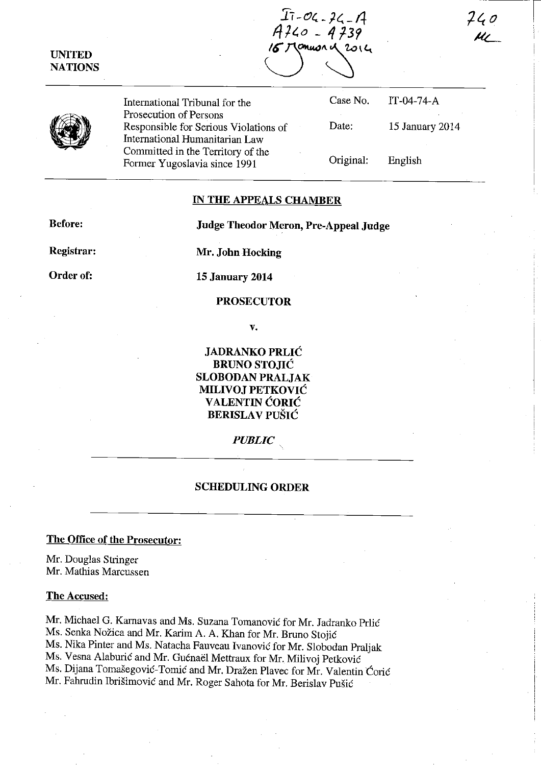IT-04-74-A
A740 - A739
16 January 2014

740
ML

UNITED NATIONS

International Tribunal for the Prosecution of Persons Responsible for Serious Violations of International Humanitarian Law Committed in the Territory of the Former Yugoslavia since 1991

| | |
|---|---|
| Case No. | IT-04-74-A |
| Date: | 15 January 2014 |
| Original: | English |

**IN THE APPEALS CHAMBER**

**Before:** **Judge Theodor Meron, Pre-Appeal Judge**

**Registrar:** **Mr. John Hocking**

**Order of:** **15 January 2014**

**PROSECUTOR**

**v.**

**JADRANKO PRLIĆ**
**BRUNO STOJIĆ**
**SLOBODAN PRALJAK**
**MILIVOJ PETKOVIĆ**
**VALENTIN ĆORIĆ**
**BERISLAV PUŠIĆ**

***PUBLIC***

**SCHEDULING ORDER**

**The Office of the Prosecutor:**

Mr. Douglas Stringer
Mr. Mathias Marcussen

**The Accused:**

Mr. Michael G. Karnavas and Ms. Suzana Tomanović for Mr. Jadranko Prlić
Ms. Senka Nožica and Mr. Karim A. A. Khan for Mr. Bruno Stojić
Ms. Nika Pinter and Ms. Natacha Fauveau Ivanović for Mr. Slobodan Praljak
Ms. Vesna Alaburić and Mr. Guénaël Mettraux for Mr. Milivoj Petković
Ms. Dijana Tomašegović-Tomić and Mr. Dražen Plavec for Mr. Valentin Ćorić
Mr. Fahrudin Ibrišimović and Mr. Roger Sahota for Mr. Berislav Pušić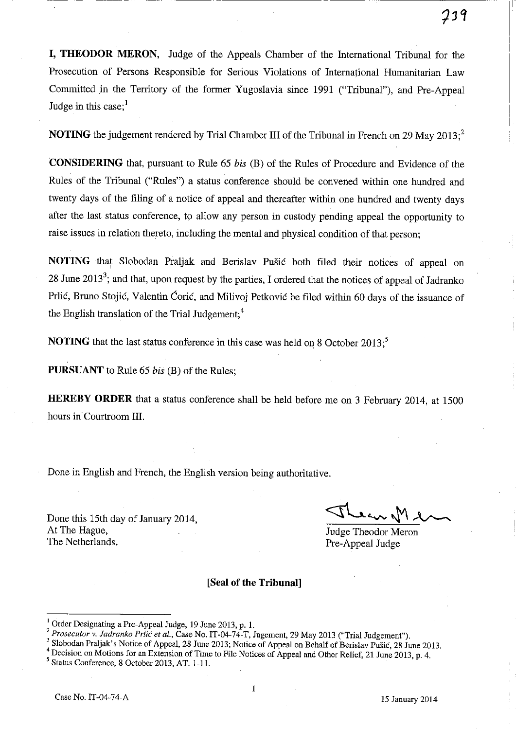**I, THEODOR MERON**, Judge of the Appeals Chamber of the International Tribunal for the Prosecution of Persons Responsible for Serious Violations of International Humanitarian Law Committed in the Territory of the former Yugoslavia since 1991 ("Tribunal"), and Pre-Appeal Judge in this case;[1]

**NOTING** the judgement rendered by Trial Chamber III of the Tribunal in French on 29 May 2013;[2]

**CONSIDERING** that, pursuant to Rule 65 *bis* (B) of the Rules of Procedure and Evidence of the Rules of the Tribunal ("Rules") a status conference should be convened within one hundred and twenty days of the filing of a notice of appeal and thereafter within one hundred and twenty days after the last status conference, to allow any person in custody pending appeal the opportunity to raise issues in relation thereto, including the mental and physical condition of that person;

**NOTING** that Slobodan Praljak and Berislav Pušić both filed their notices of appeal on 28 June 2013[3]; and that, upon request by the parties, I ordered that the notices of appeal of Jadranko Prlić, Bruno Stojić, Valentin Ćorić, and Milivoj Petković be filed within 60 days of the issuance of the English translation of the Trial Judgement;[4]

**NOTING** that the last status conference in this case was held on 8 October 2013;[5]

**PURSUANT** to Rule 65 *bis* (B) of the Rules;

**HEREBY ORDER** that a status conference shall be held before me on 3 February 2014, at 1500 hours in Courtroom III.

Done in English and French, the English version being authoritative.

Done this 15th day of January 2014,
At The Hague,
The Netherlands.

Judge Theodor Meron
Pre-Appeal Judge

**[Seal of the Tribunal]**

---

[1] Order Designating a Pre-Appeal Judge, 19 June 2013, p. 1.

[2] *Prosecutor v. Jadranko Prlić et al.*, Case No. IT-04-74-T, Jugement, 29 May 2013 ("Trial Judgement").

[3] Slobodan Praljak's Notice of Appeal, 28 June 2013; Notice of Appeal on Behalf of Berislav Pušić, 28 June 2013.

[4] Decision on Motions for an Extension of Time to File Notices of Appeal and Other Relief, 21 June 2013, p. 4.

[5] Status Conference, 8 October 2013, AT. 1-11.